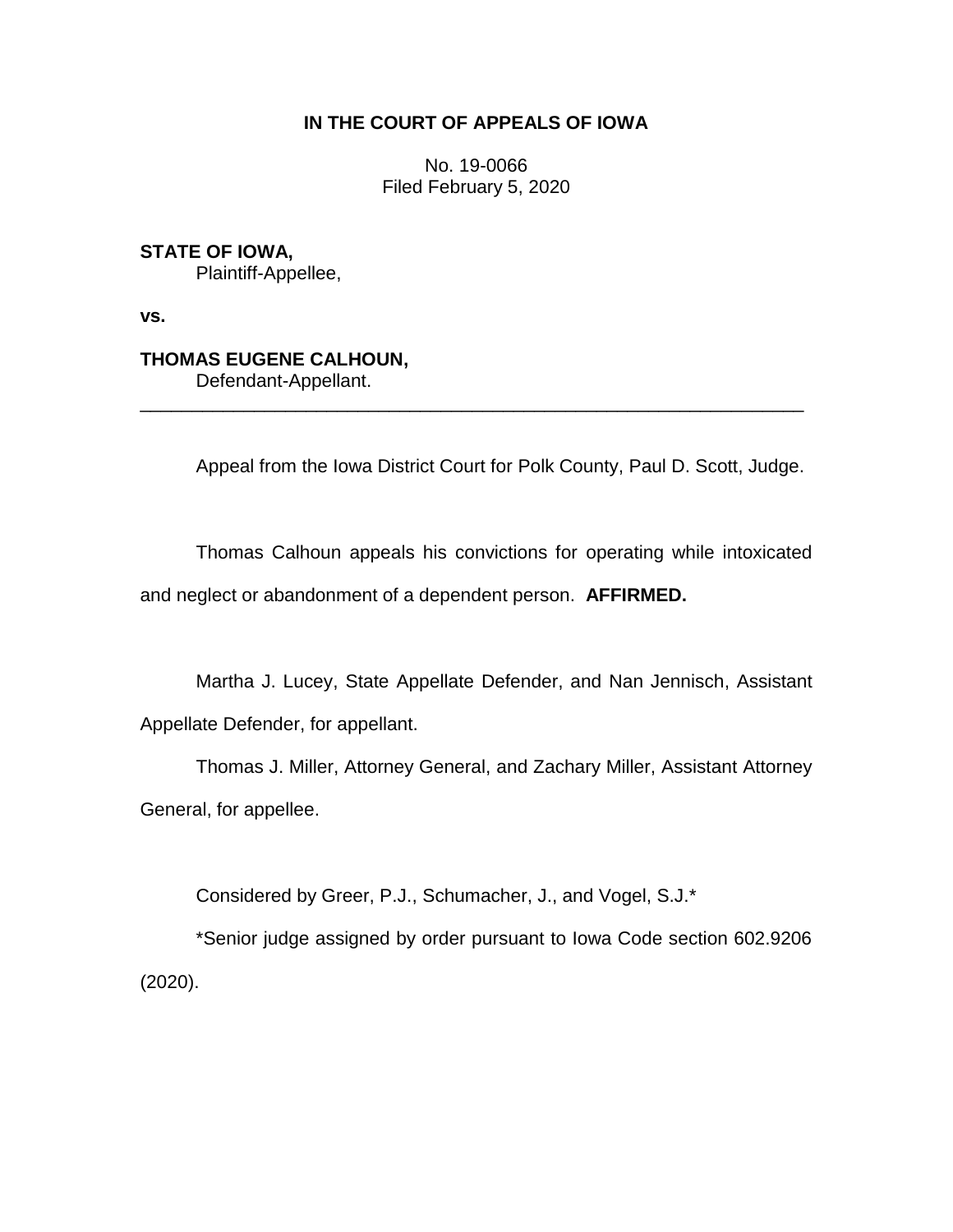**IN THE COURT OF APPEALS OF IOWA**

No. 19-0066
Filed February 5, 2020

**STATE OF IOWA,**
Plaintiff-Appellee,

**vs.**

**THOMAS EUGENE CALHOUN,**
Defendant-Appellant.

---

Appeal from the Iowa District Court for Polk County, Paul D. Scott, Judge.

Thomas Calhoun appeals his convictions for operating while intoxicated and neglect or abandonment of a dependent person. **AFFIRMED.**

Martha J. Lucey, State Appellate Defender, and Nan Jennisch, Assistant Appellate Defender, for appellant.

Thomas J. Miller, Attorney General, and Zachary Miller, Assistant Attorney General, for appellee.

Considered by Greer, P.J., Schumacher, J., and Vogel, S.J.*

*Senior judge assigned by order pursuant to Iowa Code section 602.9206 (2020).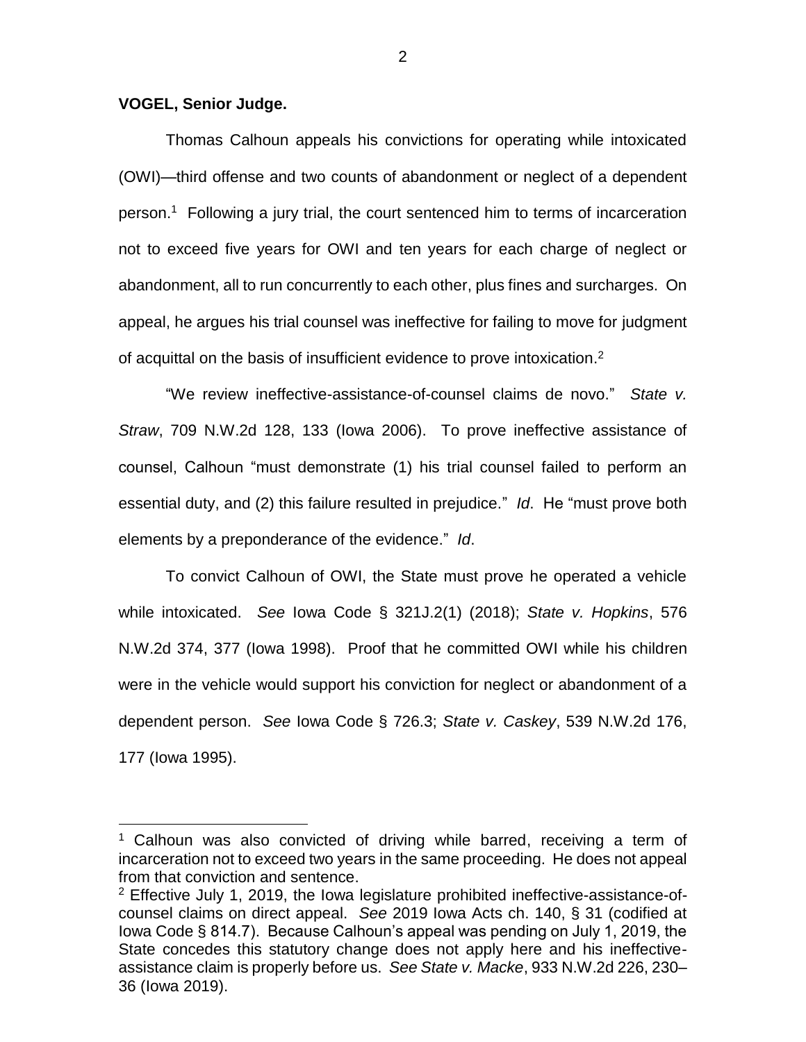**VOGEL, Senior Judge.**

Thomas Calhoun appeals his convictions for operating while intoxicated (OWI)—third offense and two counts of abandonment or neglect of a dependent person.[1] Following a jury trial, the court sentenced him to terms of incarceration not to exceed five years for OWI and ten years for each charge of neglect or abandonment, all to run concurrently to each other, plus fines and surcharges. On appeal, he argues his trial counsel was ineffective for failing to move for judgment of acquittal on the basis of insufficient evidence to prove intoxication.[2]

"We review ineffective-assistance-of-counsel claims de novo." *State v. Straw*, 709 N.W.2d 128, 133 (Iowa 2006). To prove ineffective assistance of counsel, Calhoun "must demonstrate (1) his trial counsel failed to perform an essential duty, and (2) this failure resulted in prejudice." *Id*. He "must prove both elements by a preponderance of the evidence." *Id*.

To convict Calhoun of OWI, the State must prove he operated a vehicle while intoxicated. *See* Iowa Code § 321J.2(1) (2018); *State v. Hopkins*, 576 N.W.2d 374, 377 (Iowa 1998). Proof that he committed OWI while his children were in the vehicle would support his conviction for neglect or abandonment of a dependent person. *See* Iowa Code § 726.3; *State v. Caskey*, 539 N.W.2d 176, 177 (Iowa 1995).

---

[1] Calhoun was also convicted of driving while barred, receiving a term of incarceration not to exceed two years in the same proceeding. He does not appeal from that conviction and sentence.

[2] Effective July 1, 2019, the Iowa legislature prohibited ineffective-assistance-of-counsel claims on direct appeal. *See* 2019 Iowa Acts ch. 140, § 31 (codified at Iowa Code § 814.7). Because Calhoun's appeal was pending on July 1, 2019, the State concedes this statutory change does not apply here and his ineffective-assistance claim is properly before us. *See State v. Macke*, 933 N.W.2d 226, 230–36 (Iowa 2019).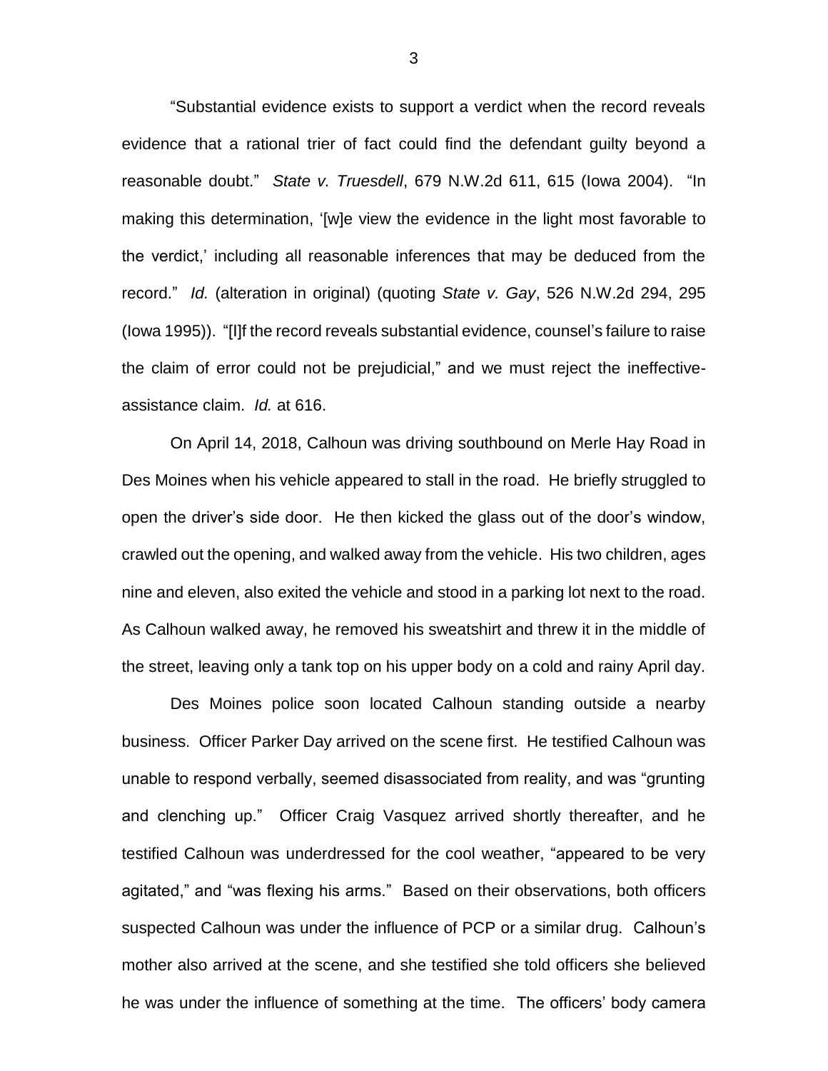"Substantial evidence exists to support a verdict when the record reveals evidence that a rational trier of fact could find the defendant guilty beyond a reasonable doubt." *State v. Truesdell*, 679 N.W.2d 611, 615 (Iowa 2004). "In making this determination, '[w]e view the evidence in the light most favorable to the verdict,' including all reasonable inferences that may be deduced from the record." *Id.* (alteration in original) (quoting *State v. Gay*, 526 N.W.2d 294, 295 (Iowa 1995)). "[I]f the record reveals substantial evidence, counsel's failure to raise the claim of error could not be prejudicial," and we must reject the ineffective-assistance claim. *Id.* at 616.

On April 14, 2018, Calhoun was driving southbound on Merle Hay Road in Des Moines when his vehicle appeared to stall in the road. He briefly struggled to open the driver's side door. He then kicked the glass out of the door's window, crawled out the opening, and walked away from the vehicle. His two children, ages nine and eleven, also exited the vehicle and stood in a parking lot next to the road. As Calhoun walked away, he removed his sweatshirt and threw it in the middle of the street, leaving only a tank top on his upper body on a cold and rainy April day.

Des Moines police soon located Calhoun standing outside a nearby business. Officer Parker Day arrived on the scene first. He testified Calhoun was unable to respond verbally, seemed disassociated from reality, and was "grunting and clenching up." Officer Craig Vasquez arrived shortly thereafter, and he testified Calhoun was underdressed for the cool weather, "appeared to be very agitated," and "was flexing his arms." Based on their observations, both officers suspected Calhoun was under the influence of PCP or a similar drug. Calhoun's mother also arrived at the scene, and she testified she told officers she believed he was under the influence of something at the time. The officers' body camera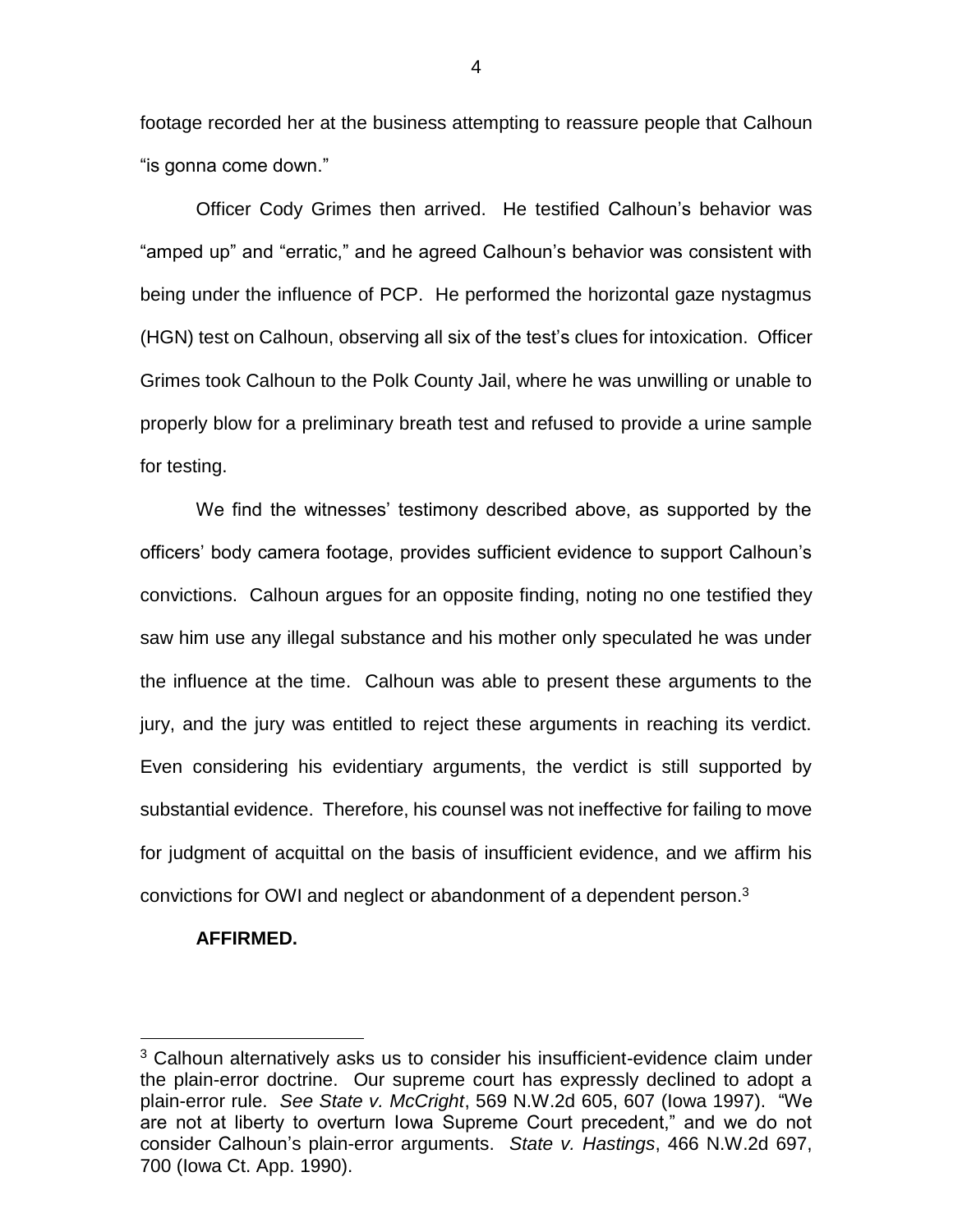footage recorded her at the business attempting to reassure people that Calhoun "is gonna come down."

Officer Cody Grimes then arrived. He testified Calhoun's behavior was "amped up" and "erratic," and he agreed Calhoun's behavior was consistent with being under the influence of PCP. He performed the horizontal gaze nystagmus (HGN) test on Calhoun, observing all six of the test's clues for intoxication. Officer Grimes took Calhoun to the Polk County Jail, where he was unwilling or unable to properly blow for a preliminary breath test and refused to provide a urine sample for testing.

We find the witnesses' testimony described above, as supported by the officers' body camera footage, provides sufficient evidence to support Calhoun's convictions. Calhoun argues for an opposite finding, noting no one testified they saw him use any illegal substance and his mother only speculated he was under the influence at the time. Calhoun was able to present these arguments to the jury, and the jury was entitled to reject these arguments in reaching its verdict. Even considering his evidentiary arguments, the verdict is still supported by substantial evidence. Therefore, his counsel was not ineffective for failing to move for judgment of acquittal on the basis of insufficient evidence, and we affirm his convictions for OWI and neglect or abandonment of a dependent person.[3]

**AFFIRMED.**

---

[3] Calhoun alternatively asks us to consider his insufficient-evidence claim under the plain-error doctrine. Our supreme court has expressly declined to adopt a plain-error rule. *See State v. McCright*, 569 N.W.2d 605, 607 (Iowa 1997). "We are not at liberty to overturn Iowa Supreme Court precedent," and we do not consider Calhoun's plain-error arguments. *State v. Hastings*, 466 N.W.2d 697, 700 (Iowa Ct. App. 1990).